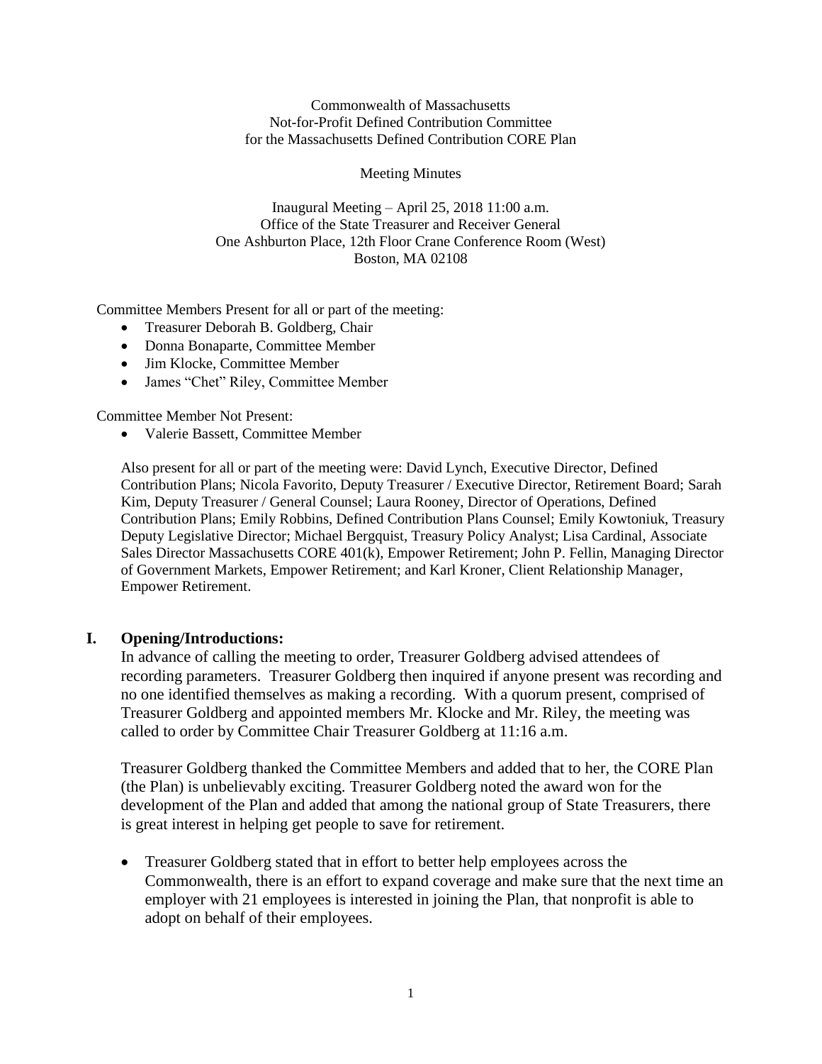Commonwealth of Massachusetts
Not-for-Profit Defined Contribution Committee
for the Massachusetts Defined Contribution CORE Plan

Meeting Minutes

Inaugural Meeting – April 25, 2018 11:00 a.m.
Office of the State Treasurer and Receiver General
One Ashburton Place, 12th Floor Crane Conference Room (West)
Boston, MA 02108

Committee Members Present for all or part of the meeting:

- Treasurer Deborah B. Goldberg, Chair
- Donna Bonaparte, Committee Member
- Jim Klocke, Committee Member
- James "Chet" Riley, Committee Member

Committee Member Not Present:

- Valerie Bassett, Committee Member

Also present for all or part of the meeting were: David Lynch, Executive Director, Defined Contribution Plans; Nicola Favorito, Deputy Treasurer / Executive Director, Retirement Board; Sarah Kim, Deputy Treasurer / General Counsel; Laura Rooney, Director of Operations, Defined Contribution Plans; Emily Robbins, Defined Contribution Plans Counsel; Emily Kowtoniuk, Treasury Deputy Legislative Director; Michael Bergquist, Treasury Policy Analyst; Lisa Cardinal, Associate Sales Director Massachusetts CORE 401(k), Empower Retirement; John P. Fellin, Managing Director of Government Markets, Empower Retirement; and Karl Kroner, Client Relationship Manager, Empower Retirement.

## I. Opening/Introductions:

In advance of calling the meeting to order, Treasurer Goldberg advised attendees of recording parameters. Treasurer Goldberg then inquired if anyone present was recording and no one identified themselves as making a recording. With a quorum present, comprised of Treasurer Goldberg and appointed members Mr. Klocke and Mr. Riley, the meeting was called to order by Committee Chair Treasurer Goldberg at 11:16 a.m.

Treasurer Goldberg thanked the Committee Members and added that to her, the CORE Plan (the Plan) is unbelievably exciting. Treasurer Goldberg noted the award won for the development of the Plan and added that among the national group of State Treasurers, there is great interest in helping get people to save for retirement.

- Treasurer Goldberg stated that in effort to better help employees across the Commonwealth, there is an effort to expand coverage and make sure that the next time an employer with 21 employees is interested in joining the Plan, that nonprofit is able to adopt on behalf of their employees.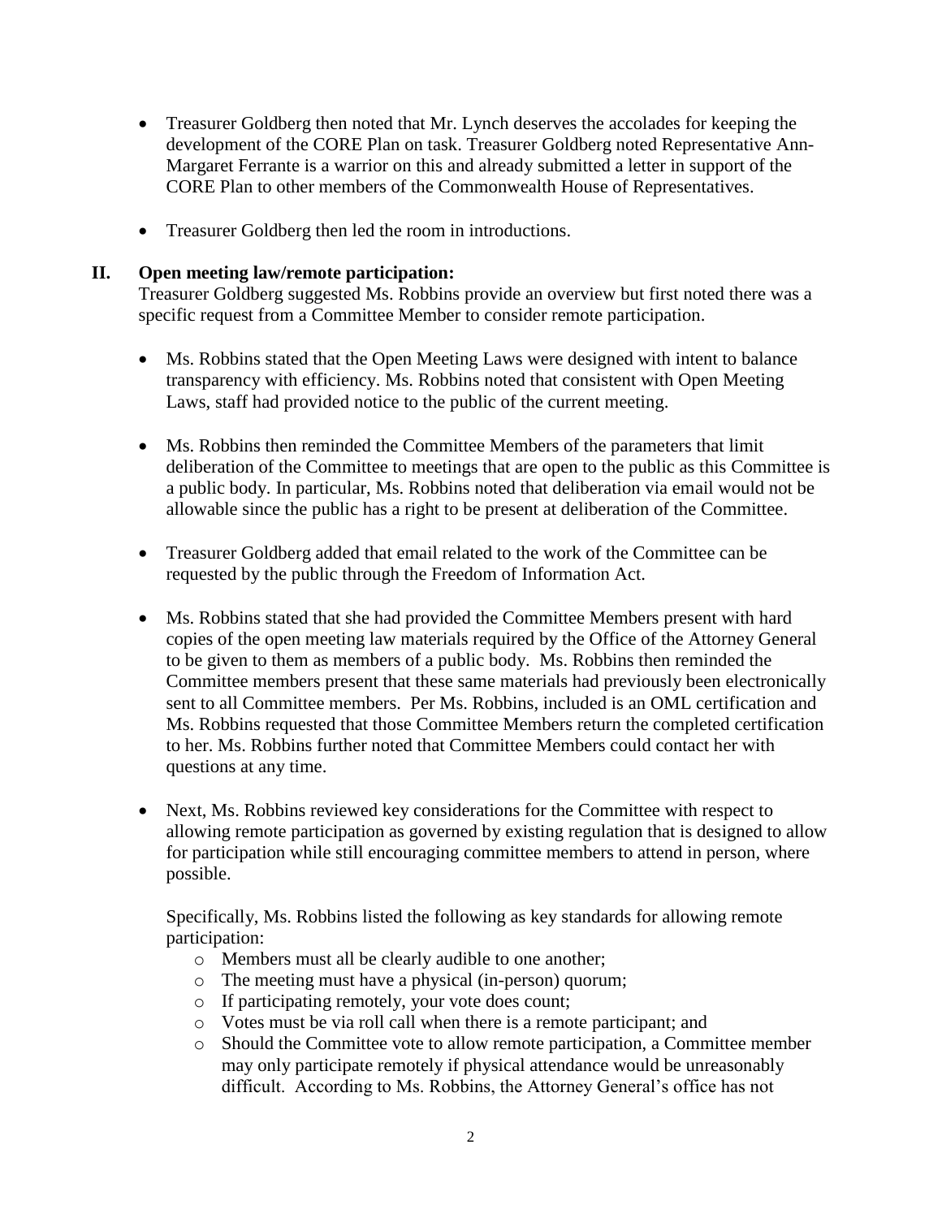- Treasurer Goldberg then noted that Mr. Lynch deserves the accolades for keeping the development of the CORE Plan on task. Treasurer Goldberg noted Representative Ann-Margaret Ferrante is a warrior on this and already submitted a letter in support of the CORE Plan to other members of the Commonwealth House of Representatives.

- Treasurer Goldberg then led the room in introductions.

## II. Open meeting law/remote participation:

Treasurer Goldberg suggested Ms. Robbins provide an overview but first noted there was a specific request from a Committee Member to consider remote participation.

- Ms. Robbins stated that the Open Meeting Laws were designed with intent to balance transparency with efficiency. Ms. Robbins noted that consistent with Open Meeting Laws, staff had provided notice to the public of the current meeting.

- Ms. Robbins then reminded the Committee Members of the parameters that limit deliberation of the Committee to meetings that are open to the public as this Committee is a public body. In particular, Ms. Robbins noted that deliberation via email would not be allowable since the public has a right to be present at deliberation of the Committee.

- Treasurer Goldberg added that email related to the work of the Committee can be requested by the public through the Freedom of Information Act.

- Ms. Robbins stated that she had provided the Committee Members present with hard copies of the open meeting law materials required by the Office of the Attorney General to be given to them as members of a public body. Ms. Robbins then reminded the Committee members present that these same materials had previously been electronically sent to all Committee members. Per Ms. Robbins, included is an OML certification and Ms. Robbins requested that those Committee Members return the completed certification to her. Ms. Robbins further noted that Committee Members could contact her with questions at any time.

- Next, Ms. Robbins reviewed key considerations for the Committee with respect to allowing remote participation as governed by existing regulation that is designed to allow for participation while still encouraging committee members to attend in person, where possible.

  Specifically, Ms. Robbins listed the following as key standards for allowing remote participation:
  - Members must all be clearly audible to one another;
  - The meeting must have a physical (in-person) quorum;
  - If participating remotely, your vote does count;
  - Votes must be via roll call when there is a remote participant; and
  - Should the Committee vote to allow remote participation, a Committee member may only participate remotely if physical attendance would be unreasonably difficult. According to Ms. Robbins, the Attorney General's office has not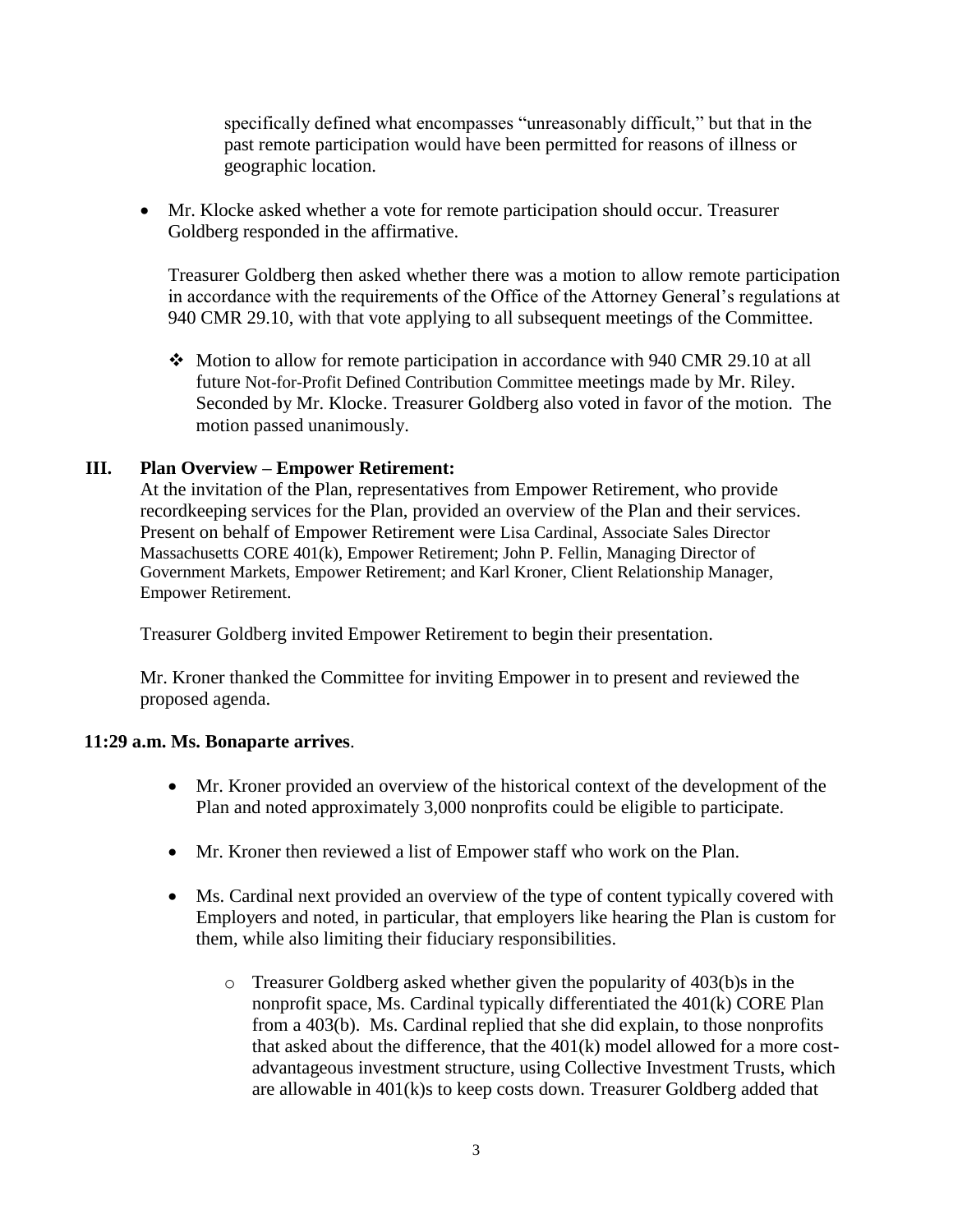specifically defined what encompasses "unreasonably difficult," but that in the past remote participation would have been permitted for reasons of illness or geographic location.

- Mr. Klocke asked whether a vote for remote participation should occur. Treasurer Goldberg responded in the affirmative.

  Treasurer Goldberg then asked whether there was a motion to allow remote participation in accordance with the requirements of the Office of the Attorney General's regulations at 940 CMR 29.10, with that vote applying to all subsequent meetings of the Committee.

  - ❖ Motion to allow for remote participation in accordance with 940 CMR 29.10 at all future Not-for-Profit Defined Contribution Committee meetings made by Mr. Riley. Seconded by Mr. Klocke. Treasurer Goldberg also voted in favor of the motion. The motion passed unanimously.

## III. Plan Overview – Empower Retirement:

At the invitation of the Plan, representatives from Empower Retirement, who provide recordkeeping services for the Plan, provided an overview of the Plan and their services. Present on behalf of Empower Retirement were Lisa Cardinal, Associate Sales Director Massachusetts CORE 401(k), Empower Retirement; John P. Fellin, Managing Director of Government Markets, Empower Retirement; and Karl Kroner, Client Relationship Manager, Empower Retirement.

Treasurer Goldberg invited Empower Retirement to begin their presentation.

Mr. Kroner thanked the Committee for inviting Empower in to present and reviewed the proposed agenda.

**11:29 a.m. Ms. Bonaparte arrives**.

- Mr. Kroner provided an overview of the historical context of the development of the Plan and noted approximately 3,000 nonprofits could be eligible to participate.
- Mr. Kroner then reviewed a list of Empower staff who work on the Plan.
- Ms. Cardinal next provided an overview of the type of content typically covered with Employers and noted, in particular, that employers like hearing the Plan is custom for them, while also limiting their fiduciary responsibilities.
  - Treasurer Goldberg asked whether given the popularity of 403(b)s in the nonprofit space, Ms. Cardinal typically differentiated the 401(k) CORE Plan from a 403(b). Ms. Cardinal replied that she did explain, to those nonprofits that asked about the difference, that the 401(k) model allowed for a more cost-advantageous investment structure, using Collective Investment Trusts, which are allowable in 401(k)s to keep costs down. Treasurer Goldberg added that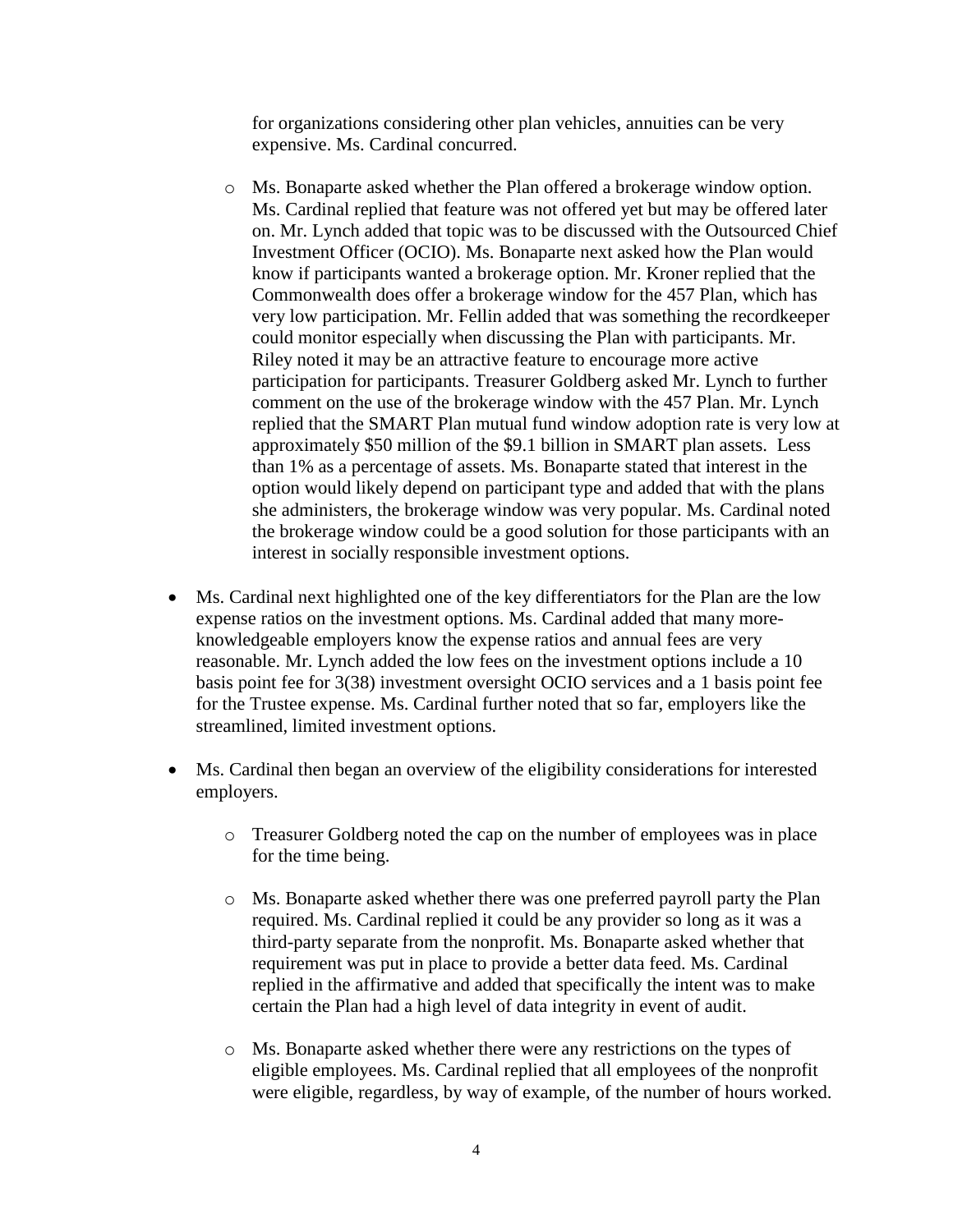for organizations considering other plan vehicles, annuities can be very expensive. Ms. Cardinal concurred.

- Ms. Bonaparte asked whether the Plan offered a brokerage window option. Ms. Cardinal replied that feature was not offered yet but may be offered later on. Mr. Lynch added that topic was to be discussed with the Outsourced Chief Investment Officer (OCIO). Ms. Bonaparte next asked how the Plan would know if participants wanted a brokerage option. Mr. Kroner replied that the Commonwealth does offer a brokerage window for the 457 Plan, which has very low participation. Mr. Fellin added that was something the recordkeeper could monitor especially when discussing the Plan with participants. Mr. Riley noted it may be an attractive feature to encourage more active participation for participants. Treasurer Goldberg asked Mr. Lynch to further comment on the use of the brokerage window with the 457 Plan. Mr. Lynch replied that the SMART Plan mutual fund window adoption rate is very low at approximately $50 million of the $9.1 billion in SMART plan assets. Less than 1% as a percentage of assets. Ms. Bonaparte stated that interest in the option would likely depend on participant type and added that with the plans she administers, the brokerage window was very popular. Ms. Cardinal noted the brokerage window could be a good solution for those participants with an interest in socially responsible investment options.

- Ms. Cardinal next highlighted one of the key differentiators for the Plan are the low expense ratios on the investment options. Ms. Cardinal added that many more-knowledgeable employers know the expense ratios and annual fees are very reasonable. Mr. Lynch added the low fees on the investment options include a 10 basis point fee for 3(38) investment oversight OCIO services and a 1 basis point fee for the Trustee expense. Ms. Cardinal further noted that so far, employers like the streamlined, limited investment options.

- Ms. Cardinal then began an overview of the eligibility considerations for interested employers.
  - Treasurer Goldberg noted the cap on the number of employees was in place for the time being.
  - Ms. Bonaparte asked whether there was one preferred payroll party the Plan required. Ms. Cardinal replied it could be any provider so long as it was a third-party separate from the nonprofit. Ms. Bonaparte asked whether that requirement was put in place to provide a better data feed. Ms. Cardinal replied in the affirmative and added that specifically the intent was to make certain the Plan had a high level of data integrity in event of audit.
  - Ms. Bonaparte asked whether there were any restrictions on the types of eligible employees. Ms. Cardinal replied that all employees of the nonprofit were eligible, regardless, by way of example, of the number of hours worked.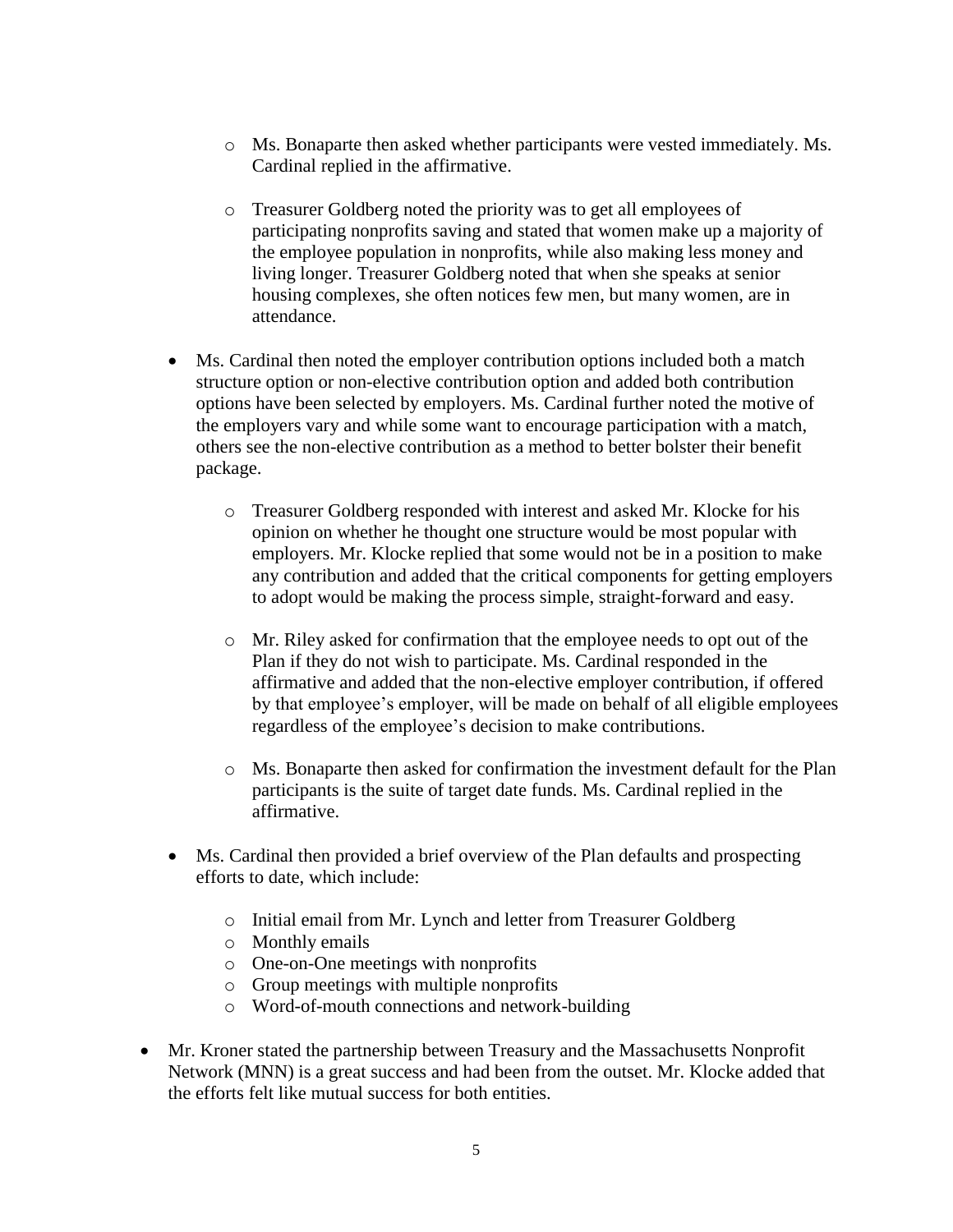- Ms. Bonaparte then asked whether participants were vested immediately. Ms. Cardinal replied in the affirmative.

  - Treasurer Goldberg noted the priority was to get all employees of participating nonprofits saving and stated that women make up a majority of the employee population in nonprofits, while also making less money and living longer. Treasurer Goldberg noted that when she speaks at senior housing complexes, she often notices few men, but many women, are in attendance.

- Ms. Cardinal then noted the employer contribution options included both a match structure option or non-elective contribution option and added both contribution options have been selected by employers. Ms. Cardinal further noted the motive of the employers vary and while some want to encourage participation with a match, others see the non-elective contribution as a method to better bolster their benefit package.

  - Treasurer Goldberg responded with interest and asked Mr. Klocke for his opinion on whether he thought one structure would be most popular with employers. Mr. Klocke replied that some would not be in a position to make any contribution and added that the critical components for getting employers to adopt would be making the process simple, straight-forward and easy.

  - Mr. Riley asked for confirmation that the employee needs to opt out of the Plan if they do not wish to participate. Ms. Cardinal responded in the affirmative and added that the non-elective employer contribution, if offered by that employee's employer, will be made on behalf of all eligible employees regardless of the employee's decision to make contributions.

  - Ms. Bonaparte then asked for confirmation the investment default for the Plan participants is the suite of target date funds. Ms. Cardinal replied in the affirmative.

- Ms. Cardinal then provided a brief overview of the Plan defaults and prospecting efforts to date, which include:

  - Initial email from Mr. Lynch and letter from Treasurer Goldberg
  - Monthly emails
  - One-on-One meetings with nonprofits
  - Group meetings with multiple nonprofits
  - Word-of-mouth connections and network-building

- Mr. Kroner stated the partnership between Treasury and the Massachusetts Nonprofit Network (MNN) is a great success and had been from the outset. Mr. Klocke added that the efforts felt like mutual success for both entities.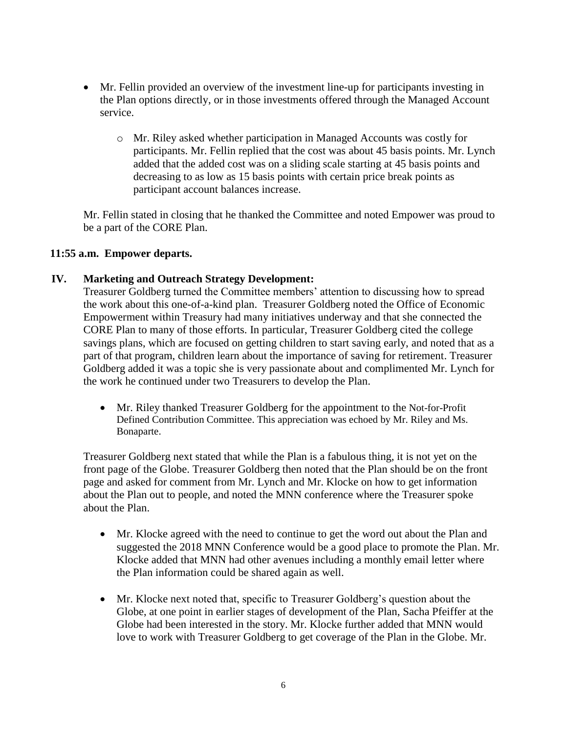- Mr. Fellin provided an overview of the investment line-up for participants investing in the Plan options directly, or in those investments offered through the Managed Account service.
  - Mr. Riley asked whether participation in Managed Accounts was costly for participants. Mr. Fellin replied that the cost was about 45 basis points. Mr. Lynch added that the added cost was on a sliding scale starting at 45 basis points and decreasing to as low as 15 basis points with certain price break points as participant account balances increase.

Mr. Fellin stated in closing that he thanked the Committee and noted Empower was proud to be a part of the CORE Plan.

**11:55 a.m. Empower departs.**

## IV. Marketing and Outreach Strategy Development:

Treasurer Goldberg turned the Committee members' attention to discussing how to spread the work about this one-of-a-kind plan. Treasurer Goldberg noted the Office of Economic Empowerment within Treasury had many initiatives underway and that she connected the CORE Plan to many of those efforts. In particular, Treasurer Goldberg cited the college savings plans, which are focused on getting children to start saving early, and noted that as a part of that program, children learn about the importance of saving for retirement. Treasurer Goldberg added it was a topic she is very passionate about and complimented Mr. Lynch for the work he continued under two Treasurers to develop the Plan.

- Mr. Riley thanked Treasurer Goldberg for the appointment to the Not-for-Profit Defined Contribution Committee. This appreciation was echoed by Mr. Riley and Ms. Bonaparte.

Treasurer Goldberg next stated that while the Plan is a fabulous thing, it is not yet on the front page of the Globe. Treasurer Goldberg then noted that the Plan should be on the front page and asked for comment from Mr. Lynch and Mr. Klocke on how to get information about the Plan out to people, and noted the MNN conference where the Treasurer spoke about the Plan.

- Mr. Klocke agreed with the need to continue to get the word out about the Plan and suggested the 2018 MNN Conference would be a good place to promote the Plan. Mr. Klocke added that MNN had other avenues including a monthly email letter where the Plan information could be shared again as well.
- Mr. Klocke next noted that, specific to Treasurer Goldberg's question about the Globe, at one point in earlier stages of development of the Plan, Sacha Pfeiffer at the Globe had been interested in the story. Mr. Klocke further added that MNN would love to work with Treasurer Goldberg to get coverage of the Plan in the Globe. Mr.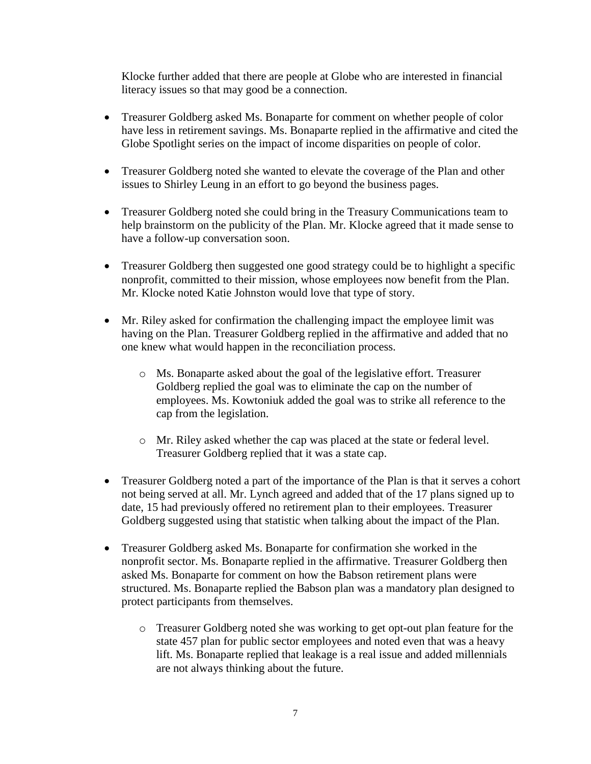Klocke further added that there are people at Globe who are interested in financial literacy issues so that may good be a connection.

- Treasurer Goldberg asked Ms. Bonaparte for comment on whether people of color have less in retirement savings. Ms. Bonaparte replied in the affirmative and cited the Globe Spotlight series on the impact of income disparities on people of color.

- Treasurer Goldberg noted she wanted to elevate the coverage of the Plan and other issues to Shirley Leung in an effort to go beyond the business pages.

- Treasurer Goldberg noted she could bring in the Treasury Communications team to help brainstorm on the publicity of the Plan. Mr. Klocke agreed that it made sense to have a follow-up conversation soon.

- Treasurer Goldberg then suggested one good strategy could be to highlight a specific nonprofit, committed to their mission, whose employees now benefit from the Plan. Mr. Klocke noted Katie Johnston would love that type of story.

- Mr. Riley asked for confirmation the challenging impact the employee limit was having on the Plan. Treasurer Goldberg replied in the affirmative and added that no one knew what would happen in the reconciliation process.

    - Ms. Bonaparte asked about the goal of the legislative effort. Treasurer Goldberg replied the goal was to eliminate the cap on the number of employees. Ms. Kowtoniuk added the goal was to strike all reference to the cap from the legislation.

    - Mr. Riley asked whether the cap was placed at the state or federal level. Treasurer Goldberg replied that it was a state cap.

- Treasurer Goldberg noted a part of the importance of the Plan is that it serves a cohort not being served at all. Mr. Lynch agreed and added that of the 17 plans signed up to date, 15 had previously offered no retirement plan to their employees. Treasurer Goldberg suggested using that statistic when talking about the impact of the Plan.

- Treasurer Goldberg asked Ms. Bonaparte for confirmation she worked in the nonprofit sector. Ms. Bonaparte replied in the affirmative. Treasurer Goldberg then asked Ms. Bonaparte for comment on how the Babson retirement plans were structured. Ms. Bonaparte replied the Babson plan was a mandatory plan designed to protect participants from themselves.

    - Treasurer Goldberg noted she was working to get opt-out plan feature for the state 457 plan for public sector employees and noted even that was a heavy lift. Ms. Bonaparte replied that leakage is a real issue and added millennials are not always thinking about the future.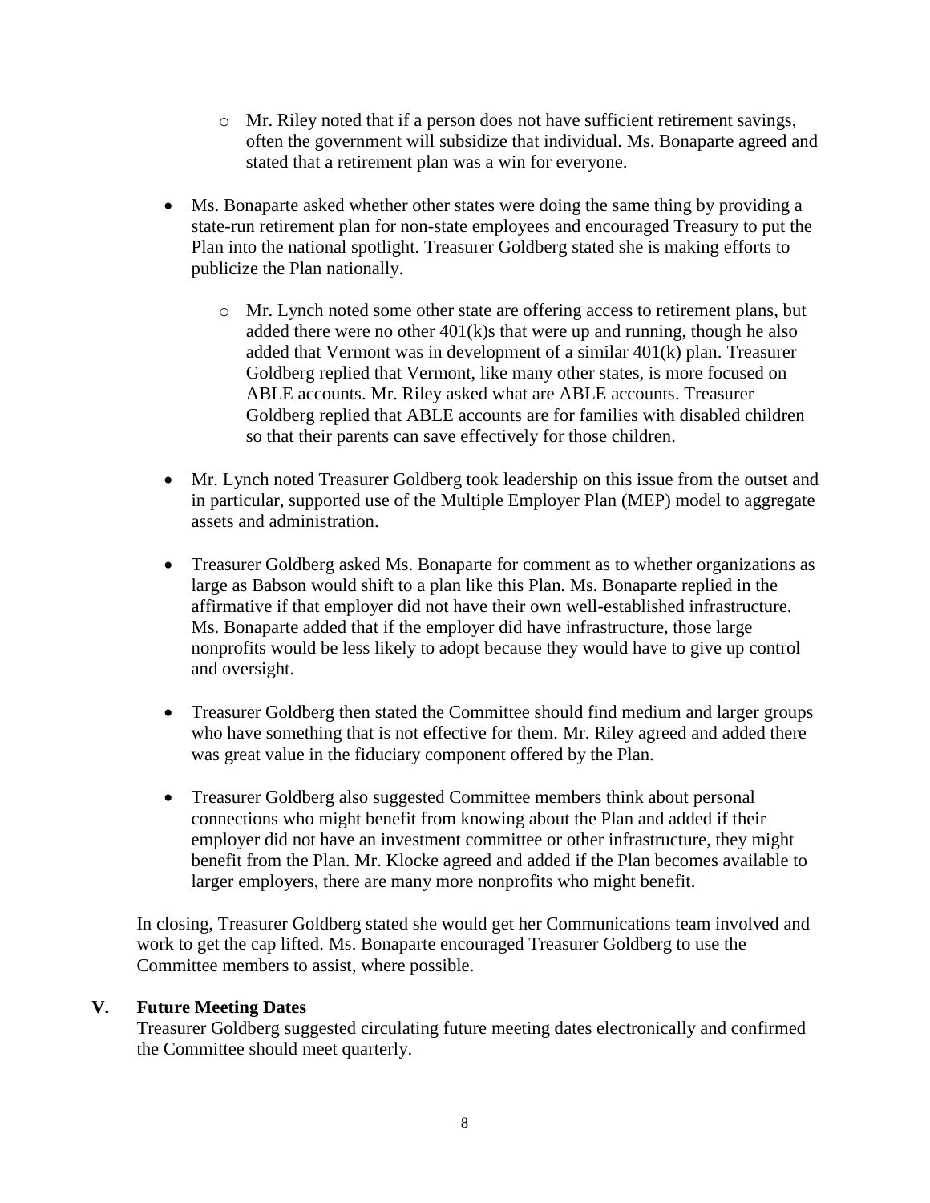- Mr. Riley noted that if a person does not have sufficient retirement savings, often the government will subsidize that individual. Ms. Bonaparte agreed and stated that a retirement plan was a win for everyone.

- Ms. Bonaparte asked whether other states were doing the same thing by providing a state-run retirement plan for non-state employees and encouraged Treasury to put the Plan into the national spotlight. Treasurer Goldberg stated she is making efforts to publicize the Plan nationally.

  - Mr. Lynch noted some other state are offering access to retirement plans, but added there were no other 401(k)s that were up and running, though he also added that Vermont was in development of a similar 401(k) plan. Treasurer Goldberg replied that Vermont, like many other states, is more focused on ABLE accounts. Mr. Riley asked what are ABLE accounts. Treasurer Goldberg replied that ABLE accounts are for families with disabled children so that their parents can save effectively for those children.

- Mr. Lynch noted Treasurer Goldberg took leadership on this issue from the outset and in particular, supported use of the Multiple Employer Plan (MEP) model to aggregate assets and administration.

- Treasurer Goldberg asked Ms. Bonaparte for comment as to whether organizations as large as Babson would shift to a plan like this Plan. Ms. Bonaparte replied in the affirmative if that employer did not have their own well-established infrastructure. Ms. Bonaparte added that if the employer did have infrastructure, those large nonprofits would be less likely to adopt because they would have to give up control and oversight.

- Treasurer Goldberg then stated the Committee should find medium and larger groups who have something that is not effective for them. Mr. Riley agreed and added there was great value in the fiduciary component offered by the Plan.

- Treasurer Goldberg also suggested Committee members think about personal connections who might benefit from knowing about the Plan and added if their employer did not have an investment committee or other infrastructure, they might benefit from the Plan. Mr. Klocke agreed and added if the Plan becomes available to larger employers, there are many more nonprofits who might benefit.

In closing, Treasurer Goldberg stated she would get her Communications team involved and work to get the cap lifted. Ms. Bonaparte encouraged Treasurer Goldberg to use the Committee members to assist, where possible.

## V. Future Meeting Dates

Treasurer Goldberg suggested circulating future meeting dates electronically and confirmed the Committee should meet quarterly.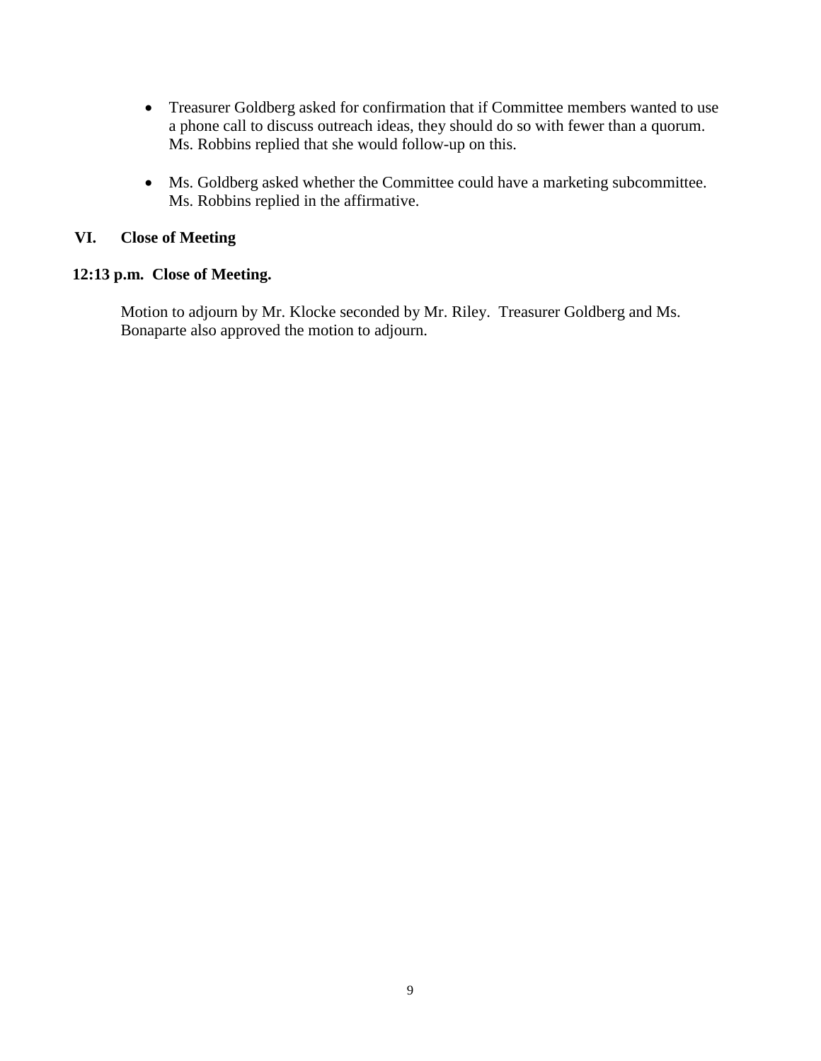- Treasurer Goldberg asked for confirmation that if Committee members wanted to use a phone call to discuss outreach ideas, they should do so with fewer than a quorum. Ms. Robbins replied that she would follow-up on this.

- Ms. Goldberg asked whether the Committee could have a marketing subcommittee. Ms. Robbins replied in the affirmative.

## VI. Close of Meeting

**12:13 p.m. Close of Meeting.**

Motion to adjourn by Mr. Klocke seconded by Mr. Riley. Treasurer Goldberg and Ms. Bonaparte also approved the motion to adjourn.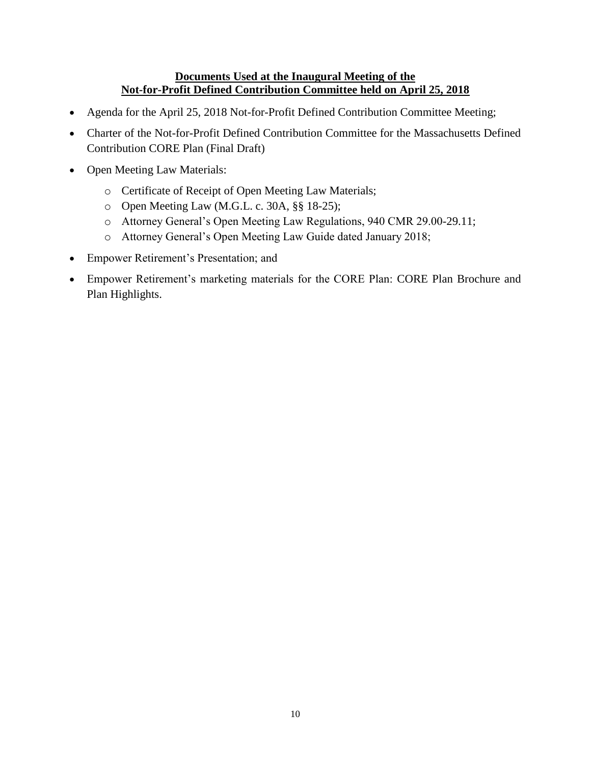**Documents Used at the Inaugural Meeting of the Not-for-Profit Defined Contribution Committee held on April 25, 2018**

- Agenda for the April 25, 2018 Not-for-Profit Defined Contribution Committee Meeting;
- Charter of the Not-for-Profit Defined Contribution Committee for the Massachusetts Defined Contribution CORE Plan (Final Draft)
- Open Meeting Law Materials:
  - Certificate of Receipt of Open Meeting Law Materials;
  - Open Meeting Law (M.G.L. c. 30A, §§ 18-25);
  - Attorney General's Open Meeting Law Regulations, 940 CMR 29.00-29.11;
  - Attorney General's Open Meeting Law Guide dated January 2018;
- Empower Retirement's Presentation; and
- Empower Retirement's marketing materials for the CORE Plan: CORE Plan Brochure and Plan Highlights.